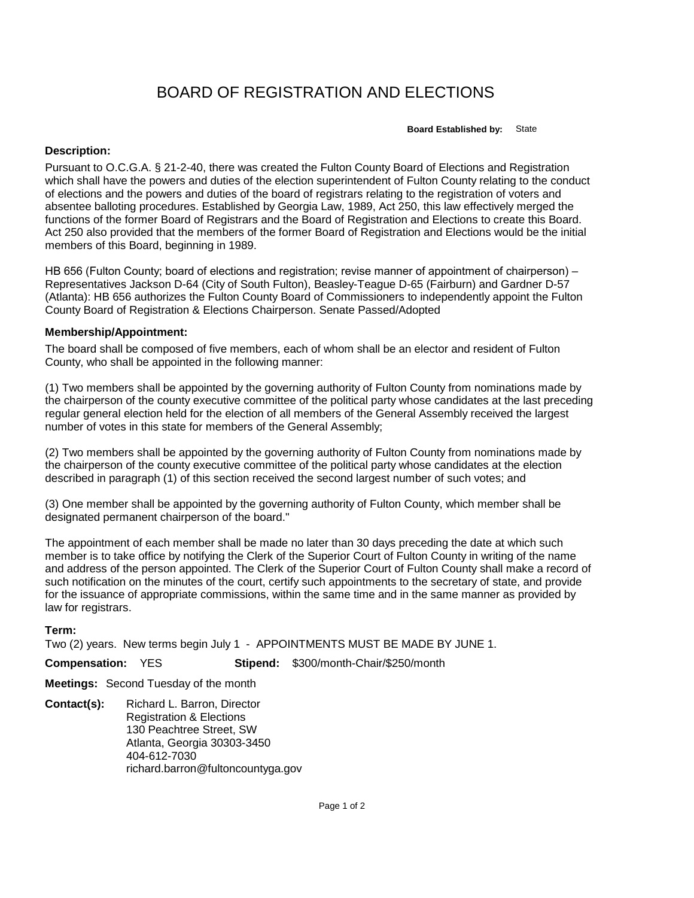# BOARD OF REGISTRATION AND ELECTIONS

**Board Established by:** State

**Description:**

Pursuant to O.C.G.A. § 21-2-40, there was created the Fulton County Board of Elections and Registration which shall have the powers and duties of the election superintendent of Fulton County relating to the conduct of elections and the powers and duties of the board of registrars relating to the registration of voters and absentee balloting procedures. Established by Georgia Law, 1989, Act 250, this law effectively merged the functions of the former Board of Registrars and the Board of Registration and Elections to create this Board. Act 250 also provided that the members of the former Board of Registration and Elections would be the initial members of this Board, beginning in 1989.

HB 656 (Fulton County; board of elections and registration; revise manner of appointment of chairperson) – Representatives Jackson D-64 (City of South Fulton), Beasley-Teague D-65 (Fairburn) and Gardner D-57 (Atlanta): HB 656 authorizes the Fulton County Board of Commissioners to independently appoint the Fulton County Board of Registration & Elections Chairperson. Senate Passed/Adopted

**Membership/Appointment:**

The board shall be composed of five members, each of whom shall be an elector and resident of Fulton County, who shall be appointed in the following manner:

(1) Two members shall be appointed by the governing authority of Fulton County from nominations made by the chairperson of the county executive committee of the political party whose candidates at the last preceding regular general election held for the election of all members of the General Assembly received the largest number of votes in this state for members of the General Assembly;

(2) Two members shall be appointed by the governing authority of Fulton County from nominations made by the chairperson of the county executive committee of the political party whose candidates at the election described in paragraph (1) of this section received the second largest number of such votes; and

(3) One member shall be appointed by the governing authority of Fulton County, which member shall be designated permanent chairperson of the board."

The appointment of each member shall be made no later than 30 days preceding the date at which such member is to take office by notifying the Clerk of the Superior Court of Fulton County in writing of the name and address of the person appointed. The Clerk of the Superior Court of Fulton County shall make a record of such notification on the minutes of the court, certify such appointments to the secretary of state, and provide for the issuance of appropriate commissions, within the same time and in the same manner as provided by law for registrars.

**Term:**

Two (2) years. New terms begin July 1 - APPOINTMENTS MUST BE MADE BY JUNE 1.

**Compensation:** YES **Stipend:** $300/month-Chair/$250/month

**Meetings:** Second Tuesday of the month

**Contact(s):** Richard L. Barron, Director
Registration & Elections
130 Peachtree Street, SW
Atlanta, Georgia 30303-3450
404-612-7030
richard.barron@fultoncountyga.gov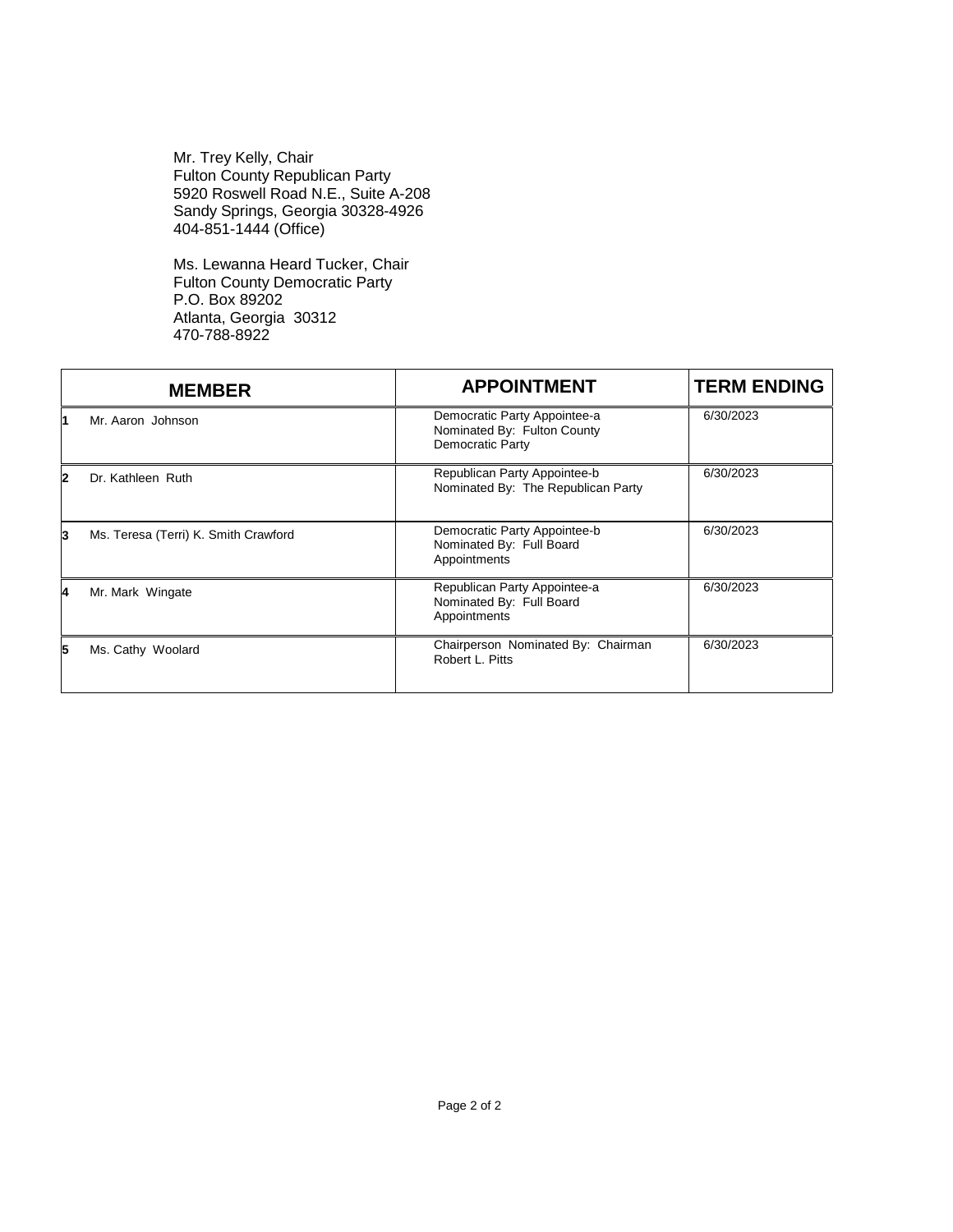Mr. Trey Kelly, Chair
Fulton County Republican Party
5920 Roswell Road N.E., Suite A-208
Sandy Springs, Georgia 30328-4926
404-851-1444 (Office)

Ms. Lewanna Heard Tucker, Chair
Fulton County Democratic Party
P.O. Box 89202
Atlanta, Georgia 30312
470-788-8922

| | MEMBER | APPOINTMENT | TERM ENDING |
|---|---|---|---|
| 1 | Mr. Aaron Johnson | Democratic Party Appointee-a Nominated By: Fulton County Democratic Party | 6/30/2023 |
| 2 | Dr. Kathleen Ruth | Republican Party Appointee-b Nominated By: The Republican Party | 6/30/2023 |
| 3 | Ms. Teresa (Terri) K. Smith Crawford | Democratic Party Appointee-b Nominated By: Full Board Appointments | 6/30/2023 |
| 4 | Mr. Mark Wingate | Republican Party Appointee-a Nominated By: Full Board Appointments | 6/30/2023 |
| 5 | Ms. Cathy Woolard | Chairperson Nominated By: Chairman Robert L. Pitts | 6/30/2023 |